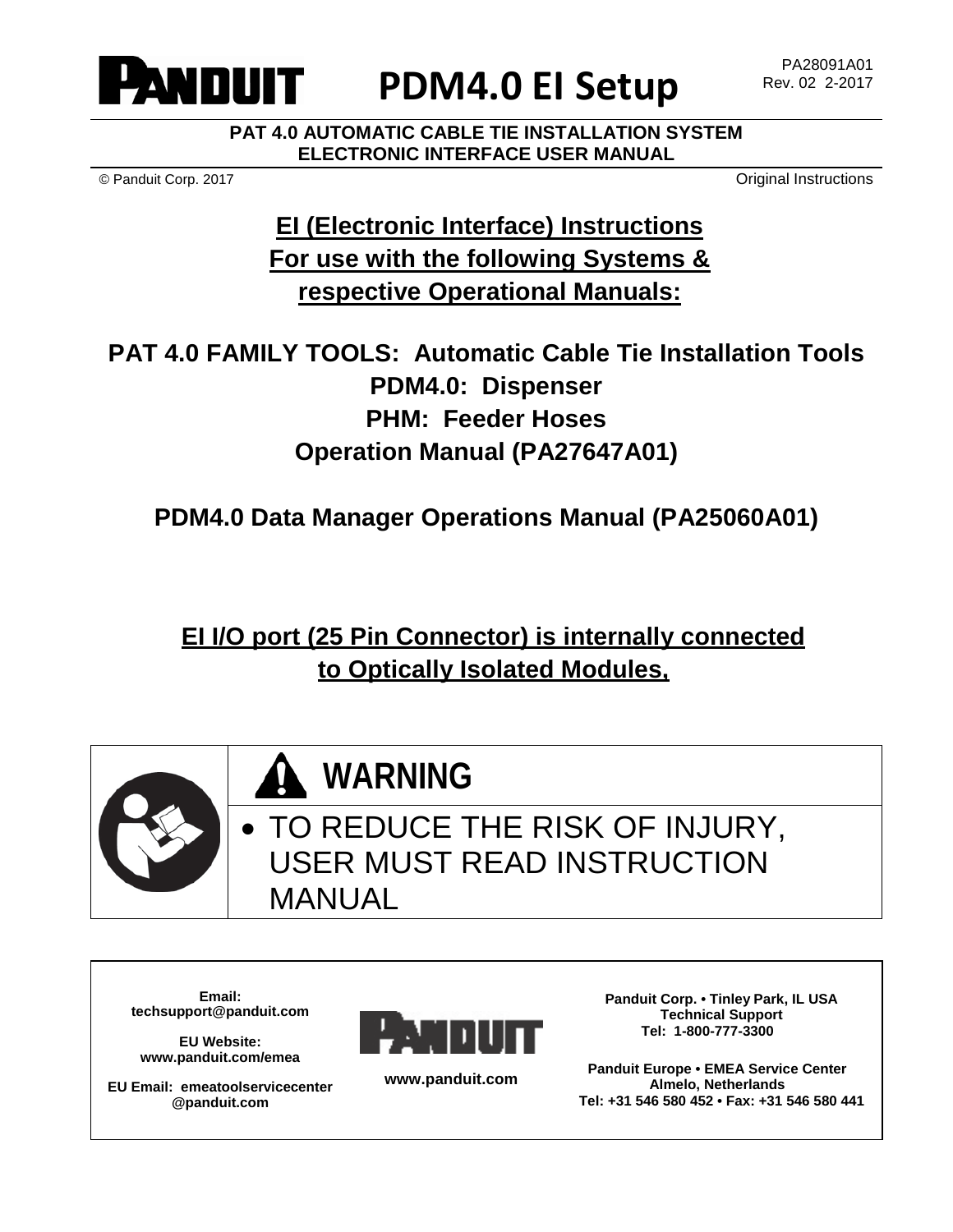# PDM4.0 EI Setup

PA28091A01
Rev. 02 2-2017

**PAT 4.0 AUTOMATIC CABLE TIE INSTALLATION SYSTEM**
**ELECTRONIC INTERFACE USER MANUAL**

© Panduit Corp. 2017

Original Instructions

## EI (Electronic Interface) Instructions For use with the following Systems & respective Operational Manuals:

**PAT 4.0 FAMILY TOOLS: Automatic Cable Tie Installation Tools**
**PDM4.0: Dispenser**
**PHM: Feeder Hoses**
**Operation Manual (PA27647A01)**

**PDM4.0 Data Manager Operations Manual (PA25060A01)**

**EI I/O port (25 Pin Connector) is internally connected to Optically Isolated Modules,**

**WARNING**

- TO REDUCE THE RISK OF INJURY, USER MUST READ INSTRUCTION MANUAL

**Email:**
**techsupport@panduit.com**

**EU Website:**
**www.panduit.com/emea**

**EU Email: emeatoolservicecenter @panduit.com**

**www.panduit.com**

**Panduit Corp. • Tinley Park, IL USA**
**Technical Support**
**Tel: 1-800-777-3300**

**Panduit Europe • EMEA Service Center**
**Almelo, Netherlands**
**Tel: +31 546 580 452 • Fax: +31 546 580 441**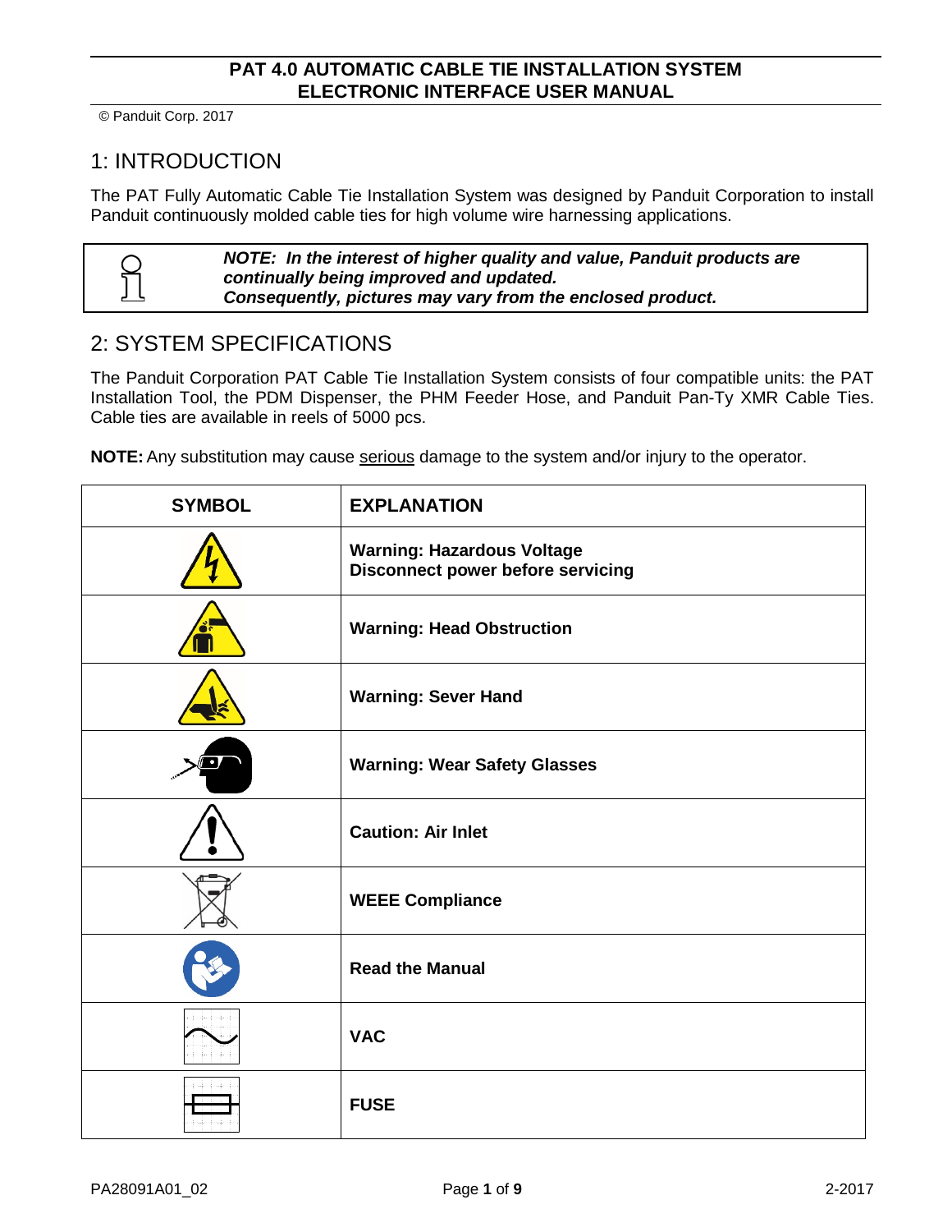# PAT 4.0 AUTOMATIC CABLE TIE INSTALLATION SYSTEM ELECTRONIC INTERFACE USER MANUAL

© Panduit Corp. 2017

## 1: INTRODUCTION

The PAT Fully Automatic Cable Tie Installation System was designed by Panduit Corporation to install Panduit continuously molded cable ties for high volume wire harnessing applications.

> ***NOTE: In the interest of higher quality and value, Panduit products are continually being improved and updated.***
> ***Consequently, pictures may vary from the enclosed product.***

## 2: SYSTEM SPECIFICATIONS

The Panduit Corporation PAT Cable Tie Installation System consists of four compatible units: the PAT Installation Tool, the PDM Dispenser, the PHM Feeder Hose, and Panduit Pan-Ty XMR Cable Ties. Cable ties are available in reels of 5000 pcs.

**NOTE:** Any substitution may cause serious damage to the system and/or injury to the operator.

| SYMBOL | EXPLANATION |
|---|---|
| | **Warning: Hazardous Voltage**<br>**Disconnect power before servicing** |
| | **Warning: Head Obstruction** |
| | **Warning: Sever Hand** |
| | **Warning: Wear Safety Glasses** |
| | **Caution: Air Inlet** |
| | **WEEE Compliance** |
| | **Read the Manual** |
| | **VAC** |
| | **FUSE** |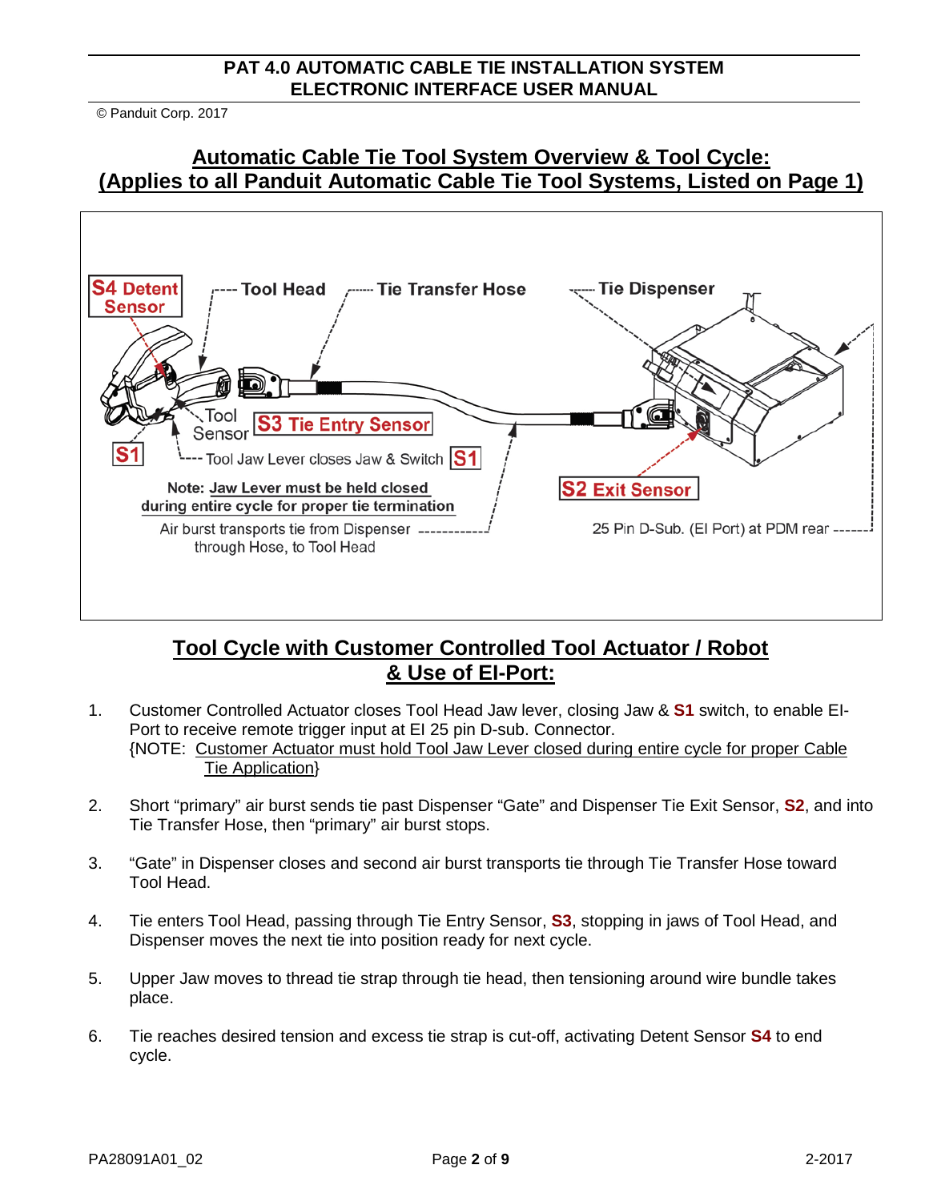## Automatic Cable Tie Tool System Overview & Tool Cycle:
## (Applies to all Panduit Automatic Cable Tie Tool Systems, Listed on Page 1)

S4 Detent Sensor

Tool Head

Tie Transfer Hose

Tie Dispenser

Tool Sensor

S3 Tie Entry Sensor

S1

Tool Jaw Lever closes Jaw & Switch S1

Note: Jaw Lever must be held closed during entire cycle for proper tie termination

Air burst transports tie from Dispenser through Hose, to Tool Head

S2 Exit Sensor

25 Pin D-Sub. (EI Port) at PDM rear

## Tool Cycle with Customer Controlled Tool Actuator / Robot & Use of EI-Port:

1. Customer Controlled Actuator closes Tool Head Jaw lever, closing Jaw & **S1** switch, to enable EI-Port to receive remote trigger input at EI 25 pin D-sub. Connector.
   {NOTE: Customer Actuator must hold Tool Jaw Lever closed during entire cycle for proper Cable Tie Application}

2. Short "primary" air burst sends tie past Dispenser "Gate" and Dispenser Tie Exit Sensor, **S2**, and into Tie Transfer Hose, then "primary" air burst stops.

3. "Gate" in Dispenser closes and second air burst transports tie through Tie Transfer Hose toward Tool Head.

4. Tie enters Tool Head, passing through Tie Entry Sensor, **S3**, stopping in jaws of Tool Head, and Dispenser moves the next tie into position ready for next cycle.

5. Upper Jaw moves to thread tie strap through tie head, then tensioning around wire bundle takes place.

6. Tie reaches desired tension and excess tie strap is cut-off, activating Detent Sensor **S4** to end cycle.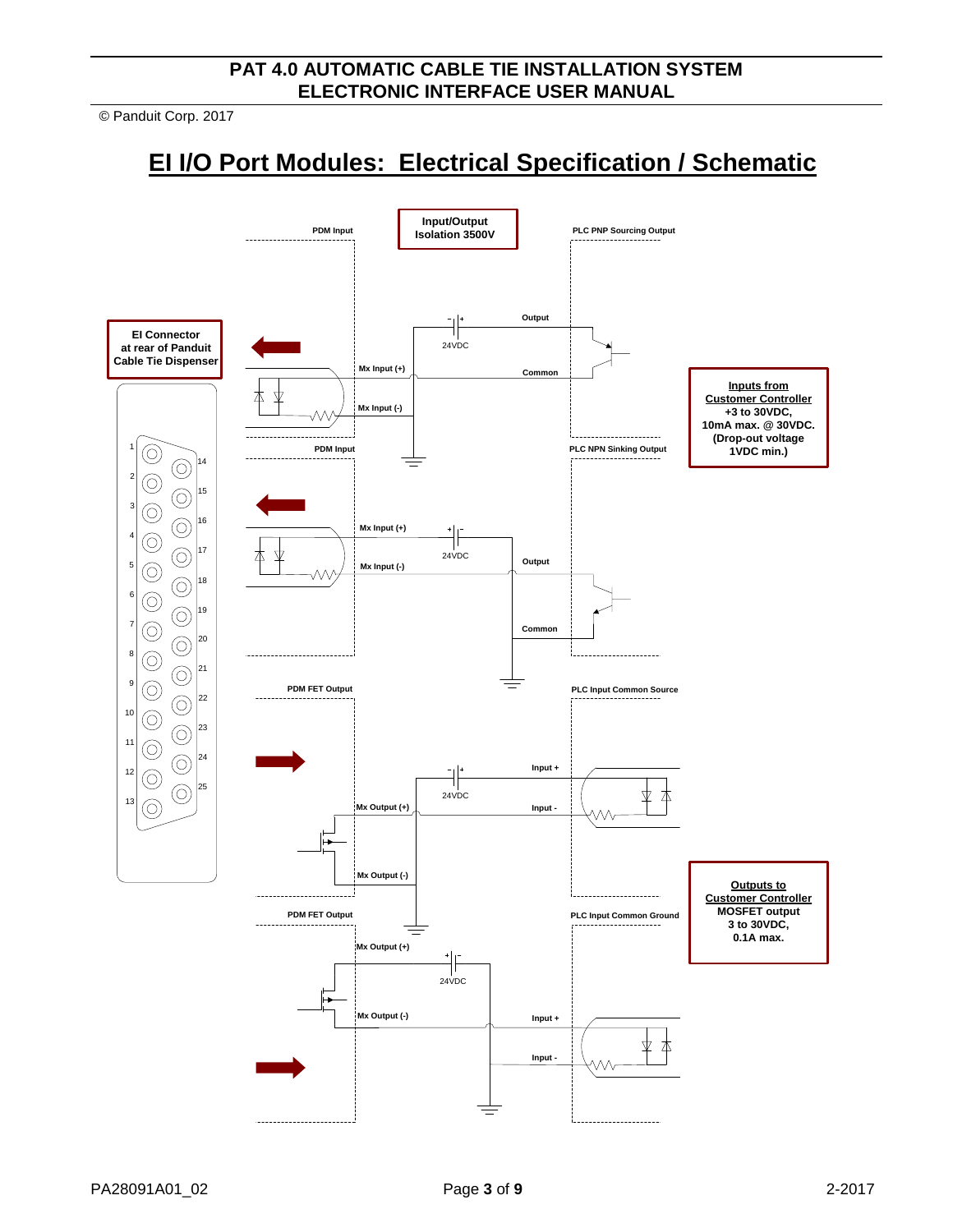# EI I/O Port Modules: Electrical Specification / Schematic

**Input/Output Isolation 3500V**

**EI Connector at rear of Panduit Cable Tie Dispenser**

PDM Input

PLC PNP Sourcing Output

Output

24VDC

Mx Input (+)

Common

Mx Input (-)

PDM Input

PLC NPN Sinking Output

**Inputs from Customer Controller**
**+3 to 30VDC,**
**10mA max. @ 30VDC.**
**(Drop-out voltage 1VDC min.)**

Mx Input (+)

24VDC

Output

Mx Input (-)

Common

PDM FET Output

PLC Input Common Source

Input +

24VDC

Mx Output (+)

Input -

Mx Output (-)

**Outputs to Customer Controller**
**MOSFET output**
**3 to 30VDC,**
**0.1A max.**

PDM FET Output

PLC Input Common Ground

Mx Output (+)

24VDC

Mx Output (-)

Input +

Input -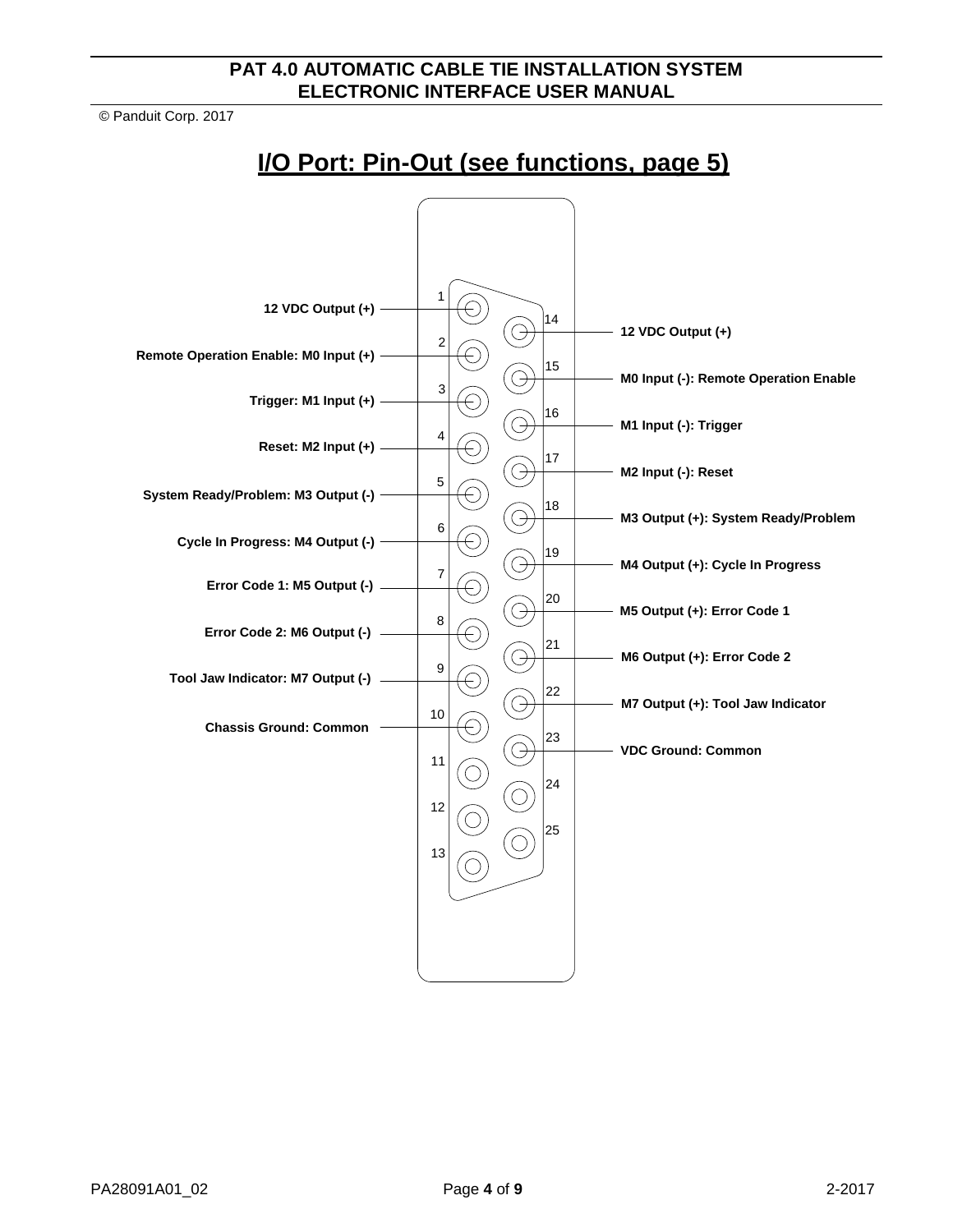# I/O Port: Pin-Out (see functions, page 5)

| Pin | Function |
|---|---|
| 1 | 12 VDC Output (+) |
| 2 | Remote Operation Enable: M0 Input (+) |
| 3 | Trigger: M1 Input (+) |
| 4 | Reset: M2 Input (+) |
| 5 | System Ready/Problem: M3 Output (-) |
| 6 | Cycle In Progress: M4 Output (-) |
| 7 | Error Code 1: M5 Output (-) |
| 8 | Error Code 2: M6 Output (-) |
| 9 | Tool Jaw Indicator: M7 Output (-) |
| 10 | Chassis Ground: Common |
| 11 | |
| 12 | |
| 13 | |
| 14 | 12 VDC Output (+) |
| 15 | M0 Input (-): Remote Operation Enable |
| 16 | M1 Input (-): Trigger |
| 17 | M2 Input (-): Reset |
| 18 | M3 Output (+): System Ready/Problem |
| 19 | M4 Output (+): Cycle In Progress |
| 20 | M5 Output (+): Error Code 1 |
| 21 | M6 Output (+): Error Code 2 |
| 22 | M7 Output (+): Tool Jaw Indicator |
| 23 | VDC Ground: Common |
| 24 | |
| 25 | |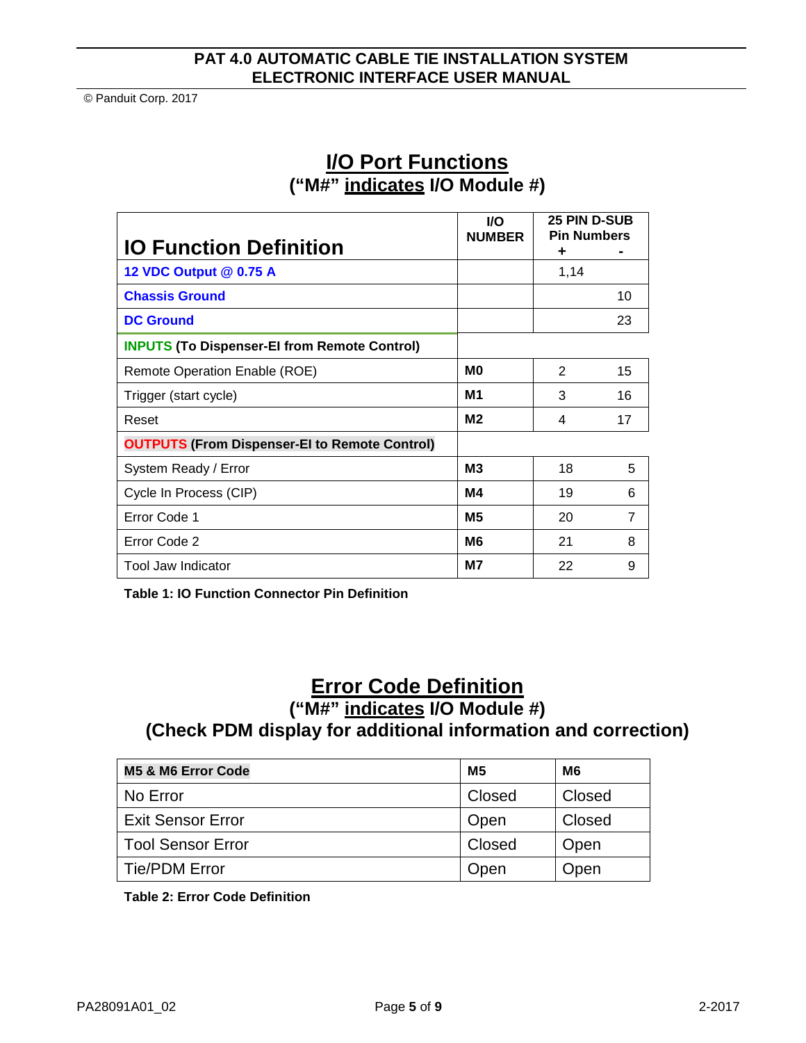## I/O Port Functions

### ("M#" indicates I/O Module #)

| IO Function Definition | I/O NUMBER | 25 PIN D-SUB Pin Numbers + | - |
|---|---|---|---|
| **12 VDC Output @ 0.75 A** | | 1,14 | |
| **Chassis Ground** | | | 10 |
| **DC Ground** | | | 23 |
| **INPUTS (To Dispenser-EI from Remote Control)** | | | |
| Remote Operation Enable (ROE) | **M0** | 2 | 15 |
| Trigger (start cycle) | **M1** | 3 | 16 |
| Reset | **M2** | 4 | 17 |
| **OUTPUTS (From Dispenser-EI to Remote Control)** | | | |
| System Ready / Error | **M3** | 18 | 5 |
| Cycle In Process (CIP) | **M4** | 19 | 6 |
| Error Code 1 | **M5** | 20 | 7 |
| Error Code 2 | **M6** | 21 | 8 |
| Tool Jaw Indicator | **M7** | 22 | 9 |

**Table 1: IO Function Connector Pin Definition**

## Error Code Definition

### ("M#" indicates I/O Module #)

### (Check PDM display for additional information and correction)

| **M5 & M6 Error Code** | **M5** | **M6** |
|---|---|---|
| No Error | Closed | Closed |
| Exit Sensor Error | Open | Closed |
| Tool Sensor Error | Closed | Open |
| Tie/PDM Error | Open | Open |

**Table 2: Error Code Definition**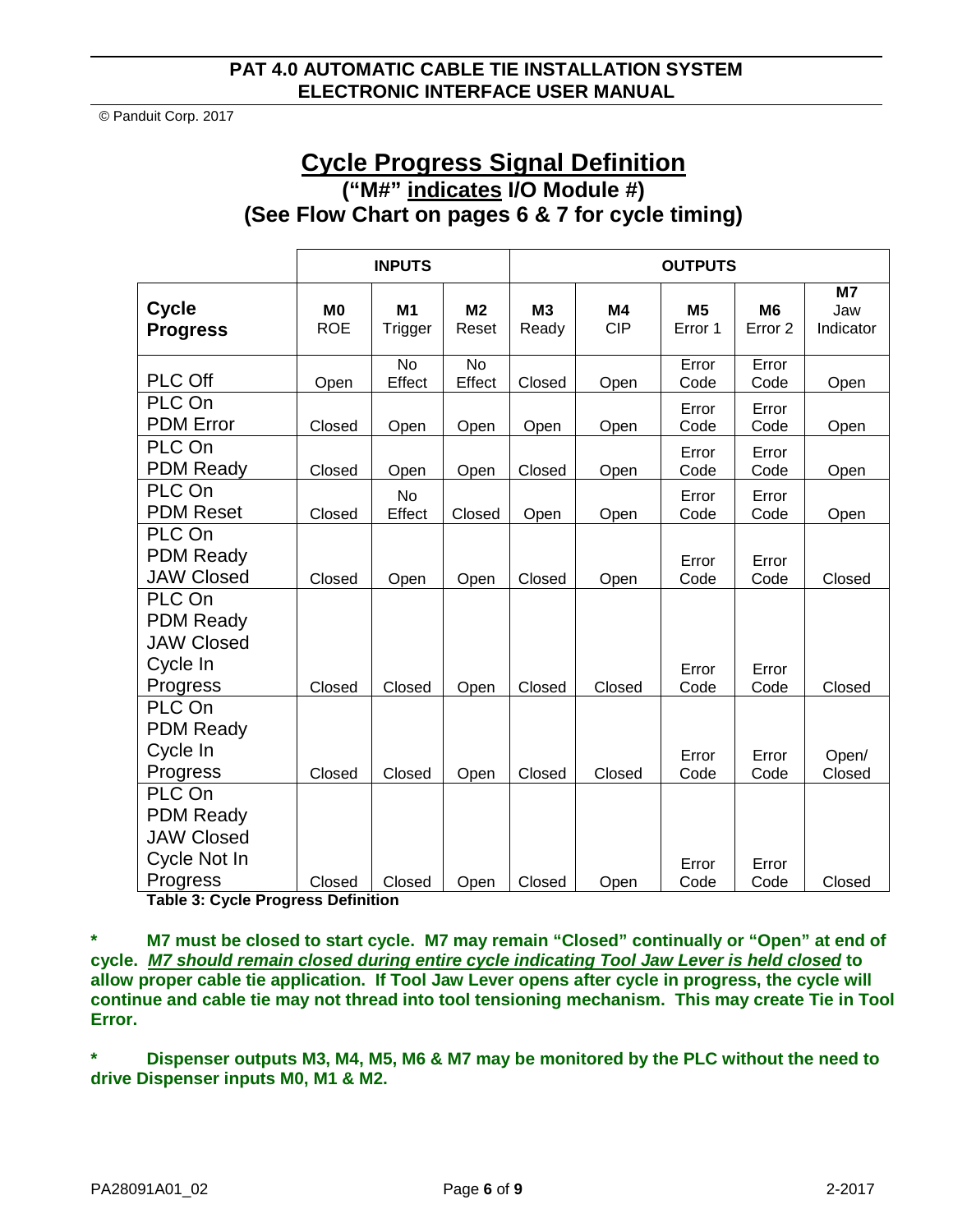## Cycle Progress Signal Definition

### ("M#" indicates I/O Module #)

### (See Flow Chart on pages 6 & 7 for cycle timing)

| | INPUTS | | | OUTPUTS | | | | |
|---|---|---|---|---|---|---|---|---|
| **Cycle Progress** | **M0** ROE | **M1** Trigger | **M2** Reset | **M3** Ready | **M4** CIP | **M5** Error 1 | **M6** Error 2 | **M7** Jaw Indicator |
| PLC Off | Open | No Effect | No Effect | Closed | Open | Error Code | Error Code | Open |
| PLC On PDM Error | Closed | Open | Open | Open | Open | Error Code | Error Code | Open |
| PLC On PDM Ready | Closed | Open | Open | Closed | Open | Error Code | Error Code | Open |
| PLC On PDM Reset | Closed | No Effect | Closed | Open | Open | Error Code | Error Code | Open |
| PLC On PDM Ready JAW Closed | Closed | Open | Open | Closed | Open | Error Code | Error Code | Closed |
| PLC On PDM Ready JAW Closed Cycle In Progress | Closed | Closed | Open | Closed | Closed | Error Code | Error Code | Closed |
| PLC On PDM Ready Cycle In Progress | Closed | Closed | Open | Closed | Closed | Error Code | Error Code | Open/ Closed |
| PLC On PDM Ready JAW Closed Cycle Not In Progress | Closed | Closed | Open | Closed | Open | Error Code | Error Code | Closed |

**Table 3: Cycle Progress Definition**

**\* M7 must be closed to start cycle. M7 may remain "Closed" continually or "Open" at end of cycle. *M7 should remain closed during entire cycle indicating Tool Jaw Lever is held closed* to allow proper cable tie application. If Tool Jaw Lever opens after cycle in progress, the cycle will continue and cable tie may not thread into tool tensioning mechanism. This may create Tie in Tool Error.**

**\* Dispenser outputs M3, M4, M5, M6 & M7 may be monitored by the PLC without the need to drive Dispenser inputs M0, M1 & M2.**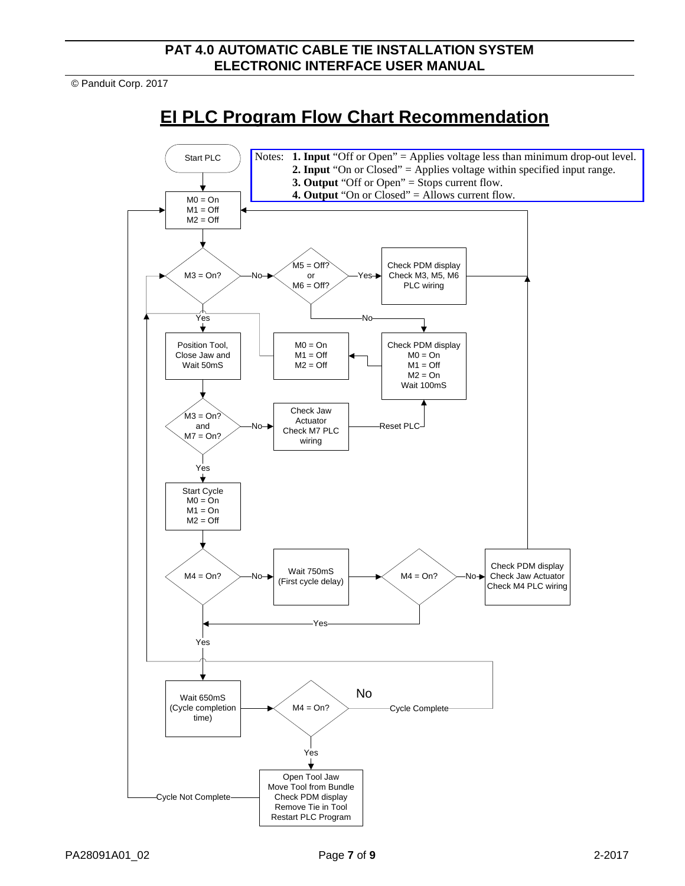# EI PLC Program Flow Chart Recommendation

Notes:
1. **Input** "Off or Open" = Applies voltage less than minimum drop-out level.
2. **Input** "On or Closed" = Applies voltage within specified input range.
3. **Output** "Off or Open" = Stops current flow.
4. **Output** "On or Closed" = Allows current flow.

Start PLC

M0 = On
M1 = Off
M2 = Off

M3 = On?

No

M5 = Off? or M6 = Off?

Yes

Check PDM display
Check M3, M5, M6
PLC wiring

No

Check PDM display
M0 = On
M1 = Off
M2 = On
Wait 100mS

M0 = On
M1 = Off
M2 = Off

Yes

Position Tool, Close Jaw and Wait 50mS

M3 = On? and M7 = On?

No

Check Jaw Actuator
Check M7 PLC wiring

Reset PLC

Yes

Start Cycle
M0 = On
M1 = On
M2 = Off

M4 = On?

No

Wait 750mS
(First cycle delay)

M4 = On?

No

Check PDM display
Check Jaw Actuator
Check M4 PLC wiring

Yes

Yes

Wait 650mS
(Cycle completion time)

M4 = On?

No

Cycle Complete

Yes

Open Tool Jaw
Move Tool from Bundle
Check PDM display
Remove Tie in Tool
Restart PLC Program

Cycle Not Complete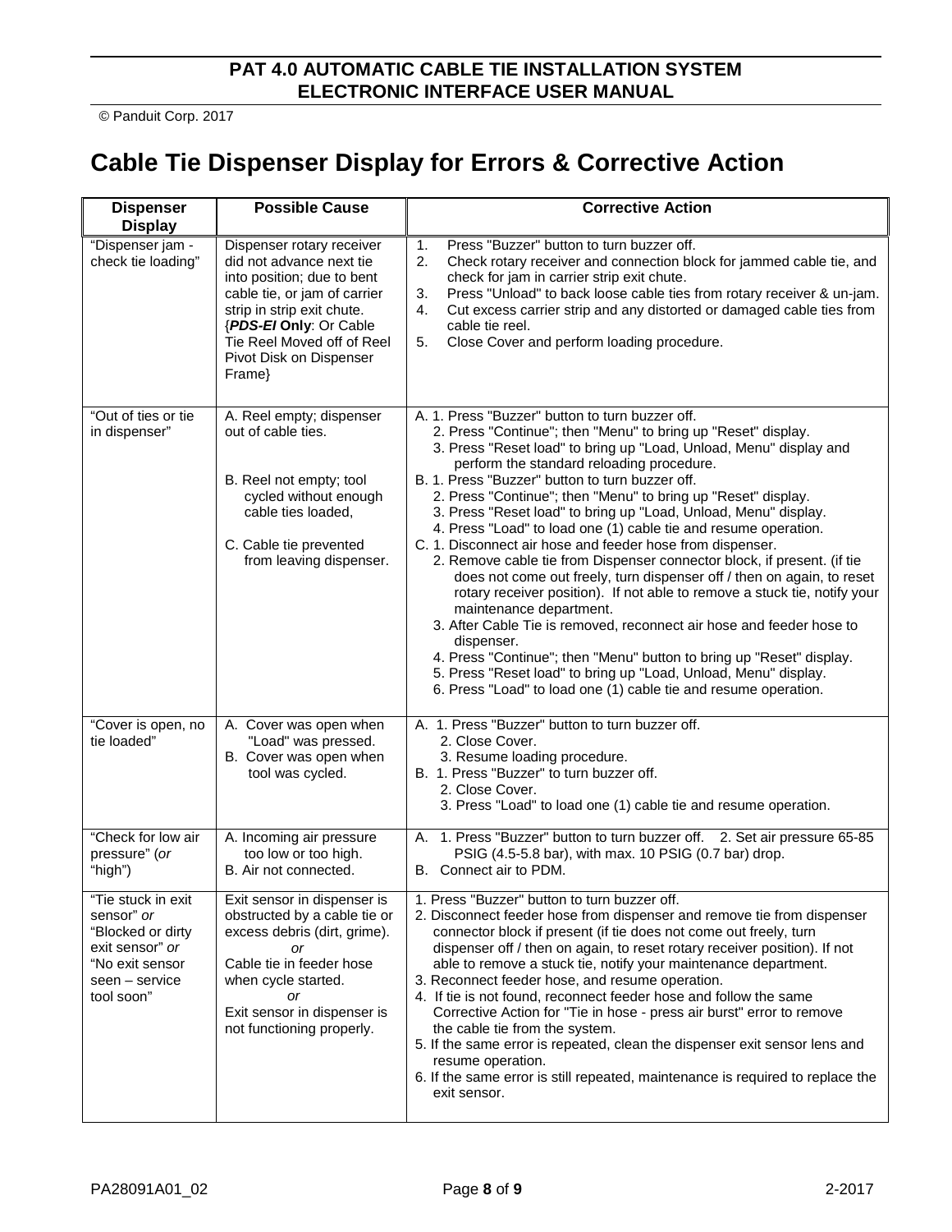© Panduit Corp. 2017

# Cable Tie Dispenser Display for Errors & Corrective Action

| Dispenser Display | Possible Cause | Corrective Action |
|---|---|---|
| "Dispenser jam - check tie loading" | Dispenser rotary receiver did not advance next tie into position; due to bent cable tie, or jam of carrier strip in strip exit chute. {***PDS-EI* Only**: Or Cable Tie Reel Moved off of Reel Pivot Disk on Dispenser Frame} | 1. Press "Buzzer" button to turn buzzer off.<br>2. Check rotary receiver and connection block for jammed cable tie, and check for jam in carrier strip exit chute.<br>3. Press "Unload" to back loose cable ties from rotary receiver & un-jam.<br>4. Cut excess carrier strip and any distorted or damaged cable ties from cable tie reel.<br>5. Close Cover and perform loading procedure. |
| "Out of ties or tie in dispenser" | A. Reel empty; dispenser out of cable ties.<br><br>B. Reel not empty; tool cycled without enough cable ties loaded,<br><br>C. Cable tie prevented from leaving dispenser. | A. 1. Press "Buzzer" button to turn buzzer off.<br>2. Press "Continue"; then "Menu" to bring up "Reset" display.<br>3. Press "Reset load" to bring up "Load, Unload, Menu" display and perform the standard reloading procedure.<br>B. 1. Press "Buzzer" button to turn buzzer off.<br>2. Press "Continue"; then "Menu" to bring up "Reset" display.<br>3. Press "Reset load" to bring up "Load, Unload, Menu" display.<br>4. Press "Load" to load one (1) cable tie and resume operation.<br>C. 1. Disconnect air hose and feeder hose from dispenser.<br>2. Remove cable tie from Dispenser connector block, if present. (if tie does not come out freely, turn dispenser off / then on again, to reset rotary receiver position). If not able to remove a stuck tie, notify your maintenance department.<br>3. After Cable Tie is removed, reconnect air hose and feeder hose to dispenser.<br>4. Press "Continue"; then "Menu" button to bring up "Reset" display.<br>5. Press "Reset load" to bring up "Load, Unload, Menu" display.<br>6. Press "Load" to load one (1) cable tie and resume operation. |
| "Cover is open, no tie loaded" | A. Cover was open when "Load" was pressed.<br>B. Cover was open when tool was cycled. | A. 1. Press "Buzzer" button to turn buzzer off.<br>2. Close Cover.<br>3. Resume loading procedure.<br>B. 1. Press "Buzzer" to turn buzzer off.<br>2. Close Cover.<br>3. Press "Load" to load one (1) cable tie and resume operation. |
| "Check for low air pressure" (*or* "high") | A. Incoming air pressure too low or too high.<br>B. Air not connected. | A. 1. Press "Buzzer" button to turn buzzer off. 2. Set air pressure 65-85 PSIG (4.5-5.8 bar), with max. 10 PSIG (0.7 bar) drop.<br>B. Connect air to PDM. |
| "Tie stuck in exit sensor" *or* "Blocked or dirty exit sensor" *or* "No exit sensor seen – service tool soon" | Exit sensor in dispenser is obstructed by a cable tie or excess debris (dirt, grime).<br>*or*<br>Cable tie in feeder hose when cycle started.<br>*or*<br>Exit sensor in dispenser is not functioning properly. | 1. Press "Buzzer" button to turn buzzer off.<br>2. Disconnect feeder hose from dispenser and remove tie from dispenser connector block if present (if tie does not come out freely, turn dispenser off / then on again, to reset rotary receiver position). If not able to remove a stuck tie, notify your maintenance department.<br>3. Reconnect feeder hose, and resume operation.<br>4. If tie is not found, reconnect feeder hose and follow the same Corrective Action for "Tie in hose - press air burst" error to remove the cable tie from the system.<br>5. If the same error is repeated, clean the dispenser exit sensor lens and resume operation.<br>6. If the same error is still repeated, maintenance is required to replace the exit sensor. |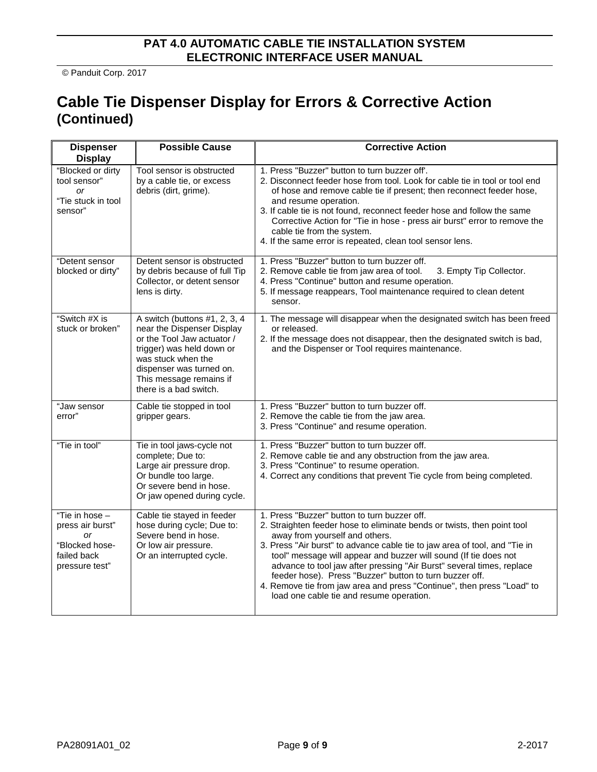# Cable Tie Dispenser Display for Errors & Corrective Action (Continued)

| Dispenser Display | Possible Cause | Corrective Action |
|---|---|---|
| "Blocked or dirty tool sensor" *or* "Tie stuck in tool sensor" | Tool sensor is obstructed by a cable tie, or excess debris (dirt, grime). | 1. Press "Buzzer" button to turn buzzer off'.<br>2. Disconnect feeder hose from tool. Look for cable tie in tool or tool end of hose and remove cable tie if present; then reconnect feeder hose, and resume operation.<br>3. If cable tie is not found, reconnect feeder hose and follow the same Corrective Action for "Tie in hose - press air burst" error to remove the cable tie from the system.<br>4. If the same error is repeated, clean tool sensor lens. |
| "Detent sensor blocked or dirty" | Detent sensor is obstructed by debris because of full Tip Collector, or detent sensor lens is dirty. | 1. Press "Buzzer" button to turn buzzer off.<br>2. Remove cable tie from jaw area of tool. 3. Empty Tip Collector.<br>4. Press "Continue" button and resume operation.<br>5. If message reappears, Tool maintenance required to clean detent sensor. |
| "Switch #X is stuck or broken" | A switch (buttons #1, 2, 3, 4 near the Dispenser Display or the Tool Jaw actuator / trigger) was held down or was stuck when the dispenser was turned on. This message remains if there is a bad switch. | 1. The message will disappear when the designated switch has been freed or released.<br>2. If the message does not disappear, then the designated switch is bad, and the Dispenser or Tool requires maintenance. |
| "Jaw sensor error" | Cable tie stopped in tool gripper gears. | 1. Press "Buzzer" button to turn buzzer off.<br>2. Remove the cable tie from the jaw area.<br>3. Press "Continue" and resume operation. |
| "Tie in tool" | Tie in tool jaws-cycle not complete; Due to:<br>Large air pressure drop.<br>Or bundle too large.<br>Or severe bend in hose.<br>Or jaw opened during cycle. | 1. Press "Buzzer" button to turn buzzer off.<br>2. Remove cable tie and any obstruction from the jaw area.<br>3. Press "Continue" to resume operation.<br>4. Correct any conditions that prevent Tie cycle from being completed. |
| "Tie in hose – press air burst" *or* "Blocked hose-failed back pressure test" | Cable tie stayed in feeder hose during cycle; Due to:<br>Severe bend in hose.<br>Or low air pressure.<br>Or an interrupted cycle. | 1. Press "Buzzer" button to turn buzzer off.<br>2. Straighten feeder hose to eliminate bends or twists, then point tool away from yourself and others.<br>3. Press "Air burst" to advance cable tie to jaw area of tool, and "Tie in tool" message will appear and buzzer will sound (If tie does not advance to tool jaw after pressing "Air Burst" several times, replace feeder hose). Press "Buzzer" button to turn buzzer off.<br>4. Remove tie from jaw area and press "Continue", then press "Load" to load one cable tie and resume operation. |